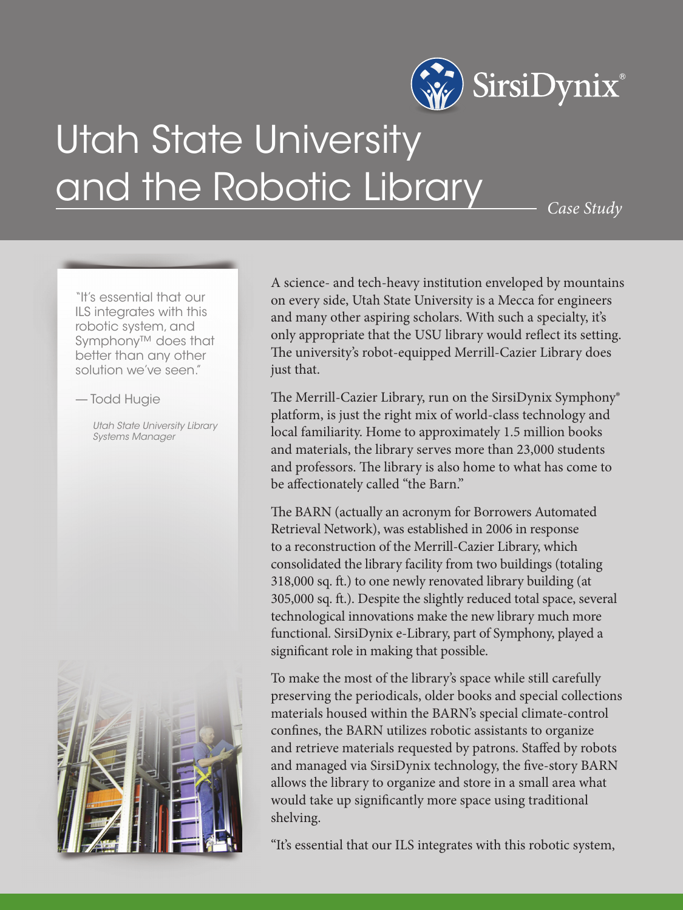SirsiDynix®

# Utah State University and the Robotic Library

*Case Study*

> "It's essential that our ILS integrates with this robotic system, and Symphony™ does that better than any other solution we've seen."
>
> — Todd Hugie
>
> *Utah State University Library Systems Manager*

A science- and tech-heavy institution enveloped by mountains on every side, Utah State University is a Mecca for engineers and many other aspiring scholars. With such a specialty, it's only appropriate that the USU library would reflect its setting. The university's robot-equipped Merrill-Cazier Library does just that.

The Merrill-Cazier Library, run on the SirsiDynix Symphony® platform, is just the right mix of world-class technology and local familiarity. Home to approximately 1.5 million books and materials, the library serves more than 23,000 students and professors. The library is also home to what has come to be affectionately called "the Barn."

The BARN (actually an acronym for Borrowers Automated Retrieval Network), was established in 2006 in response to a reconstruction of the Merrill-Cazier Library, which consolidated the library facility from two buildings (totaling 318,000 sq. ft.) to one newly renovated library building (at 305,000 sq. ft.). Despite the slightly reduced total space, several technological innovations make the new library much more functional. SirsiDynix e-Library, part of Symphony, played a significant role in making that possible.

To make the most of the library's space while still carefully preserving the periodicals, older books and special collections materials housed within the BARN's special climate-control confines, the BARN utilizes robotic assistants to organize and retrieve materials requested by patrons. Staffed by robots and managed via SirsiDynix technology, the five-story BARN allows the library to organize and store in a small area what would take up significantly more space using traditional shelving.

"It's essential that our ILS integrates with this robotic system,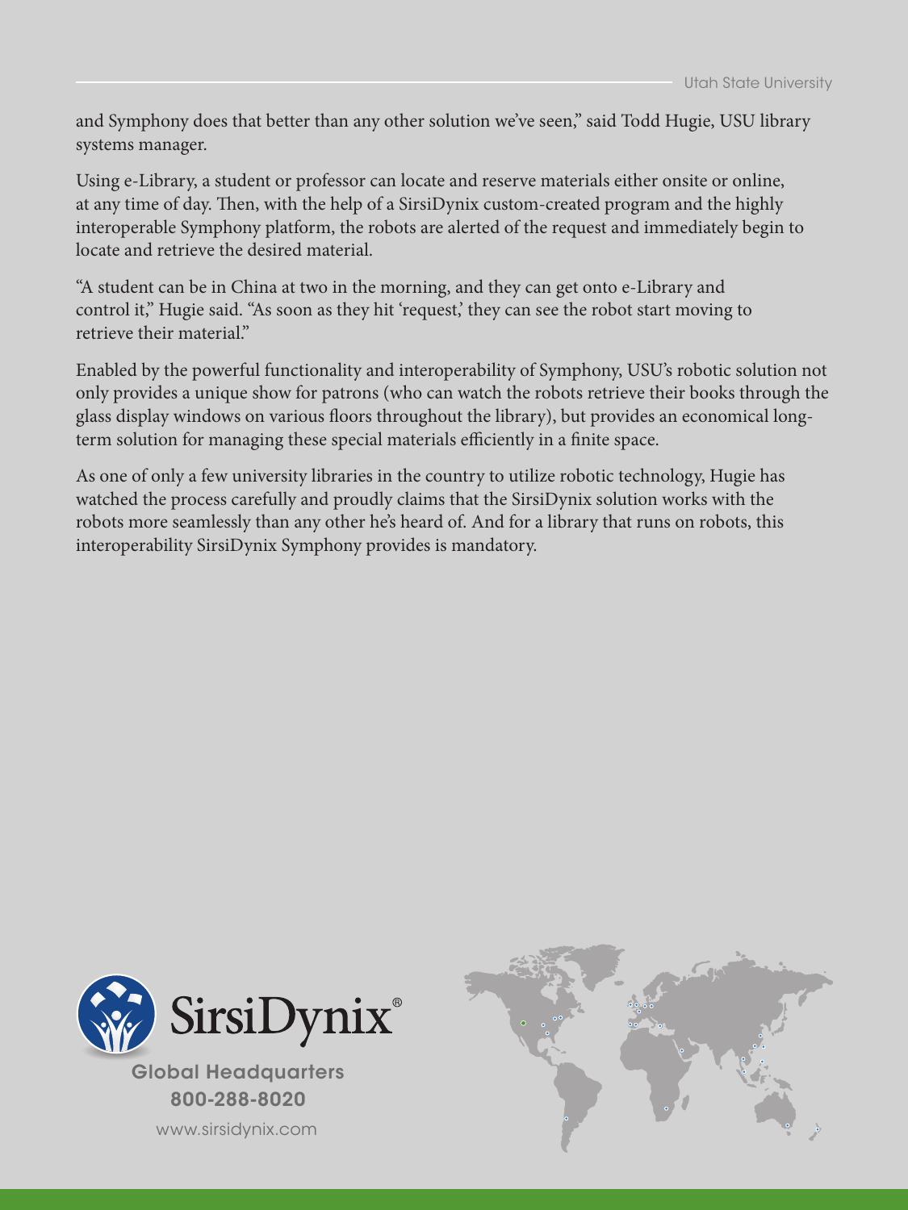and Symphony does that better than any other solution we've seen," said Todd Hugie, USU library systems manager.

Using e-Library, a student or professor can locate and reserve materials either onsite or online, at any time of day. Then, with the help of a SirsiDynix custom-created program and the highly interoperable Symphony platform, the robots are alerted of the request and immediately begin to locate and retrieve the desired material.

"A student can be in China at two in the morning, and they can get onto e-Library and control it," Hugie said. "As soon as they hit 'request,' they can see the robot start moving to retrieve their material."

Enabled by the powerful functionality and interoperability of Symphony, USU's robotic solution not only provides a unique show for patrons (who can watch the robots retrieve their books through the glass display windows on various floors throughout the library), but provides an economical long-term solution for managing these special materials efficiently in a finite space.

As one of only a few university libraries in the country to utilize robotic technology, Hugie has watched the process carefully and proudly claims that the SirsiDynix solution works with the robots more seamlessly than any other he's heard of. And for a library that runs on robots, this interoperability SirsiDynix Symphony provides is mandatory.

SirsiDynix®

Global Headquarters

800-288-8020

www.sirsidynix.com